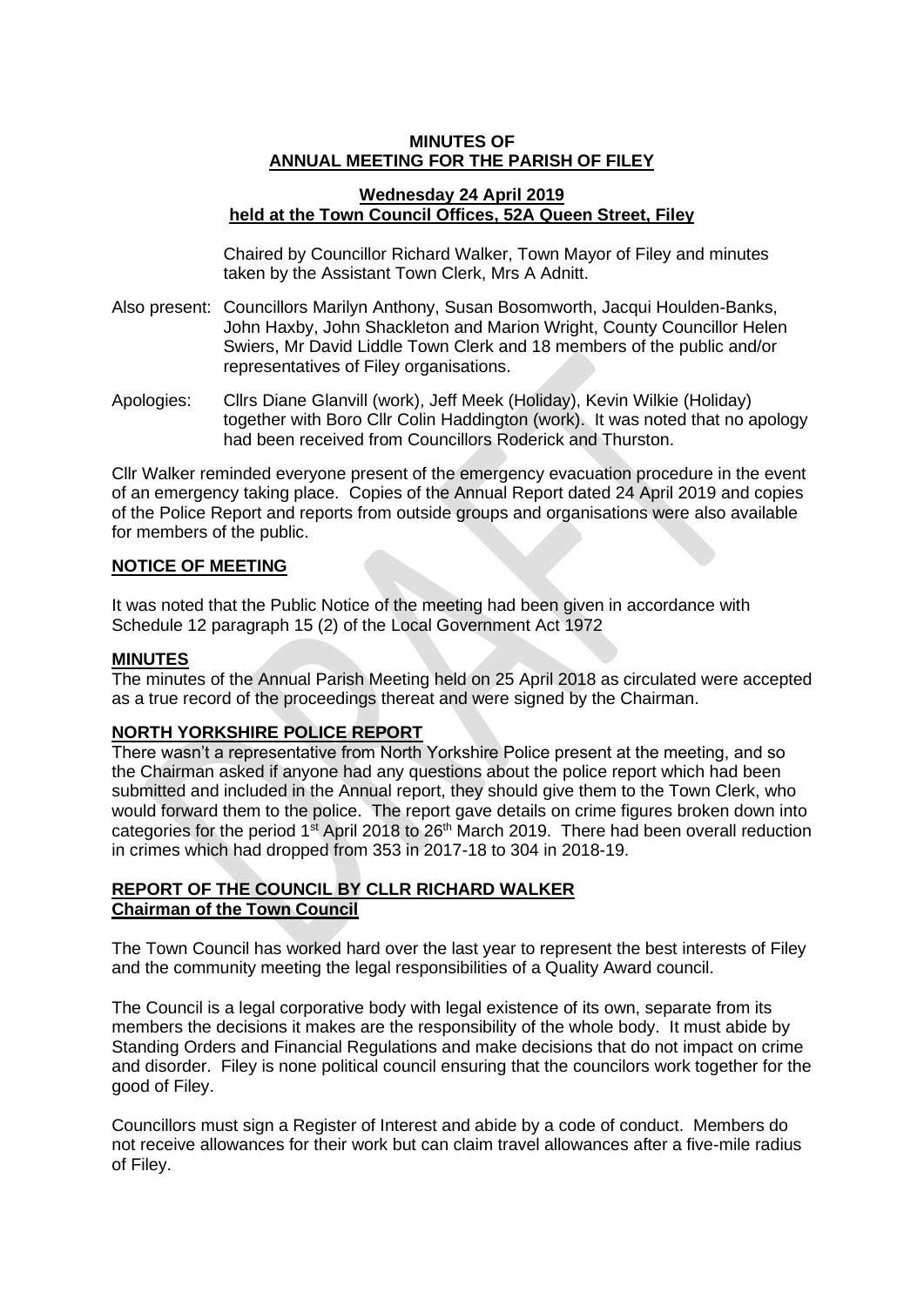**MINUTES OF**
**ANNUAL MEETING FOR THE PARISH OF FILEY**

**Wednesday 24 April 2019**
**held at the Town Council Offices, 52A Queen Street, Filey**

Chaired by Councillor Richard Walker, Town Mayor of Filey and minutes taken by the Assistant Town Clerk, Mrs A Adnitt.

Also present: Councillors Marilyn Anthony, Susan Bosomworth, Jacqui Houlden-Banks, John Haxby, John Shackleton and Marion Wright, County Councillor Helen Swiers, Mr David Liddle Town Clerk and 18 members of the public and/or representatives of Filey organisations.

Apologies: Cllrs Diane Glanvill (work), Jeff Meek (Holiday), Kevin Wilkie (Holiday) together with Boro Cllr Colin Haddington (work). It was noted that no apology had been received from Councillors Roderick and Thurston.

Cllr Walker reminded everyone present of the emergency evacuation procedure in the event of an emergency taking place. Copies of the Annual Report dated 24 April 2019 and copies of the Police Report and reports from outside groups and organisations were also available for members of the public.

## NOTICE OF MEETING

It was noted that the Public Notice of the meeting had been given in accordance with Schedule 12 paragraph 15 (2) of the Local Government Act 1972

## MINUTES

The minutes of the Annual Parish Meeting held on 25 April 2018 as circulated were accepted as a true record of the proceedings thereat and were signed by the Chairman.

## NORTH YORKSHIRE POLICE REPORT

There wasn't a representative from North Yorkshire Police present at the meeting, and so the Chairman asked if anyone had any questions about the police report which had been submitted and included in the Annual report, they should give them to the Town Clerk, who would forward them to the police. The report gave details on crime figures broken down into categories for the period 1st April 2018 to 26th March 2019. There had been overall reduction in crimes which had dropped from 353 in 2017-18 to 304 in 2018-19.

## REPORT OF THE COUNCIL BY CLLR RICHARD WALKER
## Chairman of the Town Council

The Town Council has worked hard over the last year to represent the best interests of Filey and the community meeting the legal responsibilities of a Quality Award council.

The Council is a legal corporative body with legal existence of its own, separate from its members the decisions it makes are the responsibility of the whole body. It must abide by Standing Orders and Financial Regulations and make decisions that do not impact on crime and disorder. Filey is none political council ensuring that the councilors work together for the good of Filey.

Councillors must sign a Register of Interest and abide by a code of conduct. Members do not receive allowances for their work but can claim travel allowances after a five-mile radius of Filey.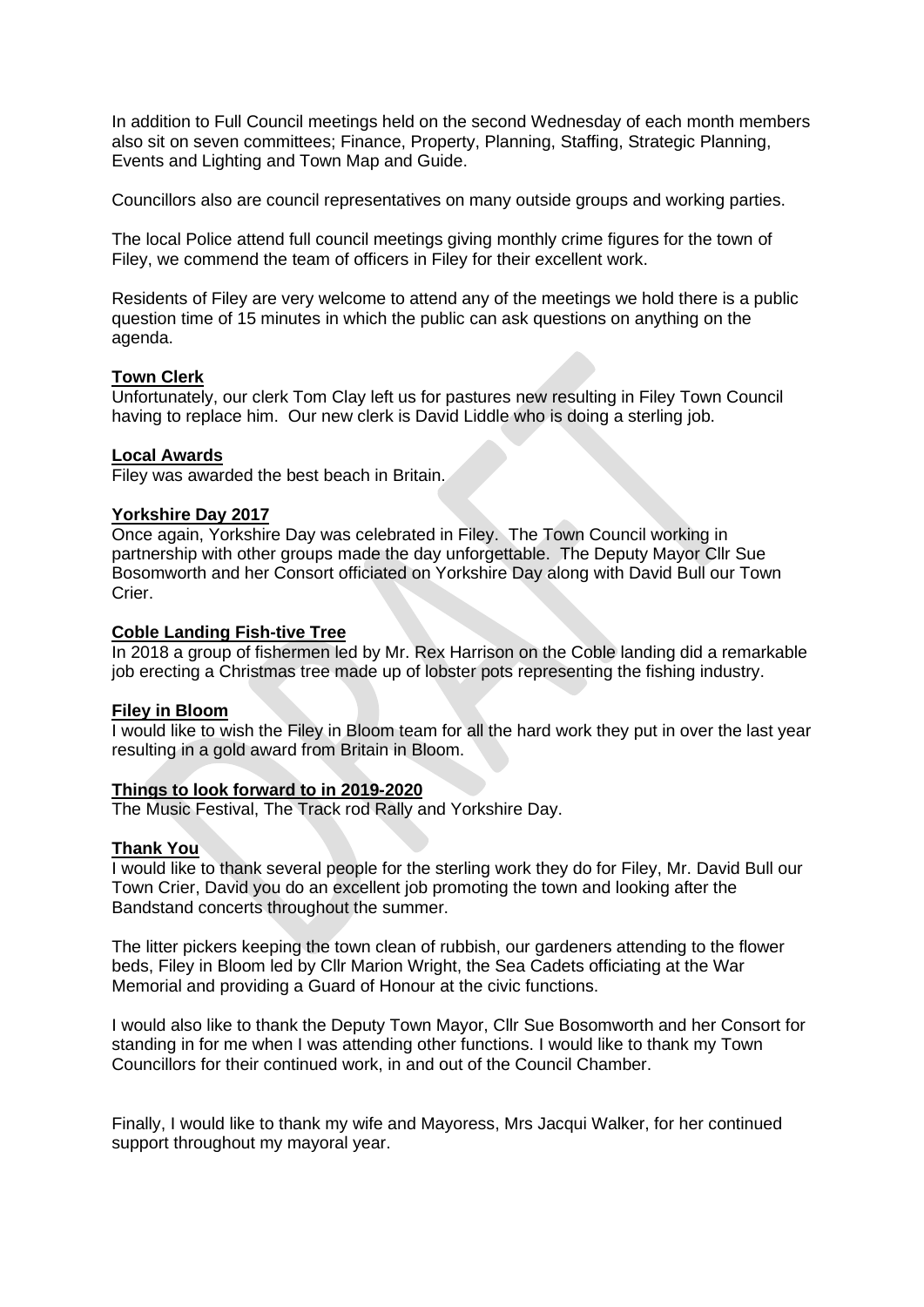In addition to Full Council meetings held on the second Wednesday of each month members also sit on seven committees; Finance, Property, Planning, Staffing, Strategic Planning, Events and Lighting and Town Map and Guide.

Councillors also are council representatives on many outside groups and working parties.

The local Police attend full council meetings giving monthly crime figures for the town of Filey, we commend the team of officers in Filey for their excellent work.

Residents of Filey are very welcome to attend any of the meetings we hold there is a public question time of 15 minutes in which the public can ask questions on anything on the agenda.

**Town Clerk**

Unfortunately, our clerk Tom Clay left us for pastures new resulting in Filey Town Council having to replace him. Our new clerk is David Liddle who is doing a sterling job.

**Local Awards**

Filey was awarded the best beach in Britain.

**Yorkshire Day 2017**

Once again, Yorkshire Day was celebrated in Filey. The Town Council working in partnership with other groups made the day unforgettable. The Deputy Mayor Cllr Sue Bosomworth and her Consort officiated on Yorkshire Day along with David Bull our Town Crier.

**Coble Landing Fish-tive Tree**

In 2018 a group of fishermen led by Mr. Rex Harrison on the Coble landing did a remarkable job erecting a Christmas tree made up of lobster pots representing the fishing industry.

**Filey in Bloom**

I would like to wish the Filey in Bloom team for all the hard work they put in over the last year resulting in a gold award from Britain in Bloom.

**Things to look forward to in 2019-2020**

The Music Festival, The Track rod Rally and Yorkshire Day.

**Thank You**

I would like to thank several people for the sterling work they do for Filey, Mr. David Bull our Town Crier, David you do an excellent job promoting the town and looking after the Bandstand concerts throughout the summer.

The litter pickers keeping the town clean of rubbish, our gardeners attending to the flower beds, Filey in Bloom led by Cllr Marion Wright, the Sea Cadets officiating at the War Memorial and providing a Guard of Honour at the civic functions.

I would also like to thank the Deputy Town Mayor, Cllr Sue Bosomworth and her Consort for standing in for me when I was attending other functions. I would like to thank my Town Councillors for their continued work, in and out of the Council Chamber.

Finally, I would like to thank my wife and Mayoress, Mrs Jacqui Walker, for her continued support throughout my mayoral year.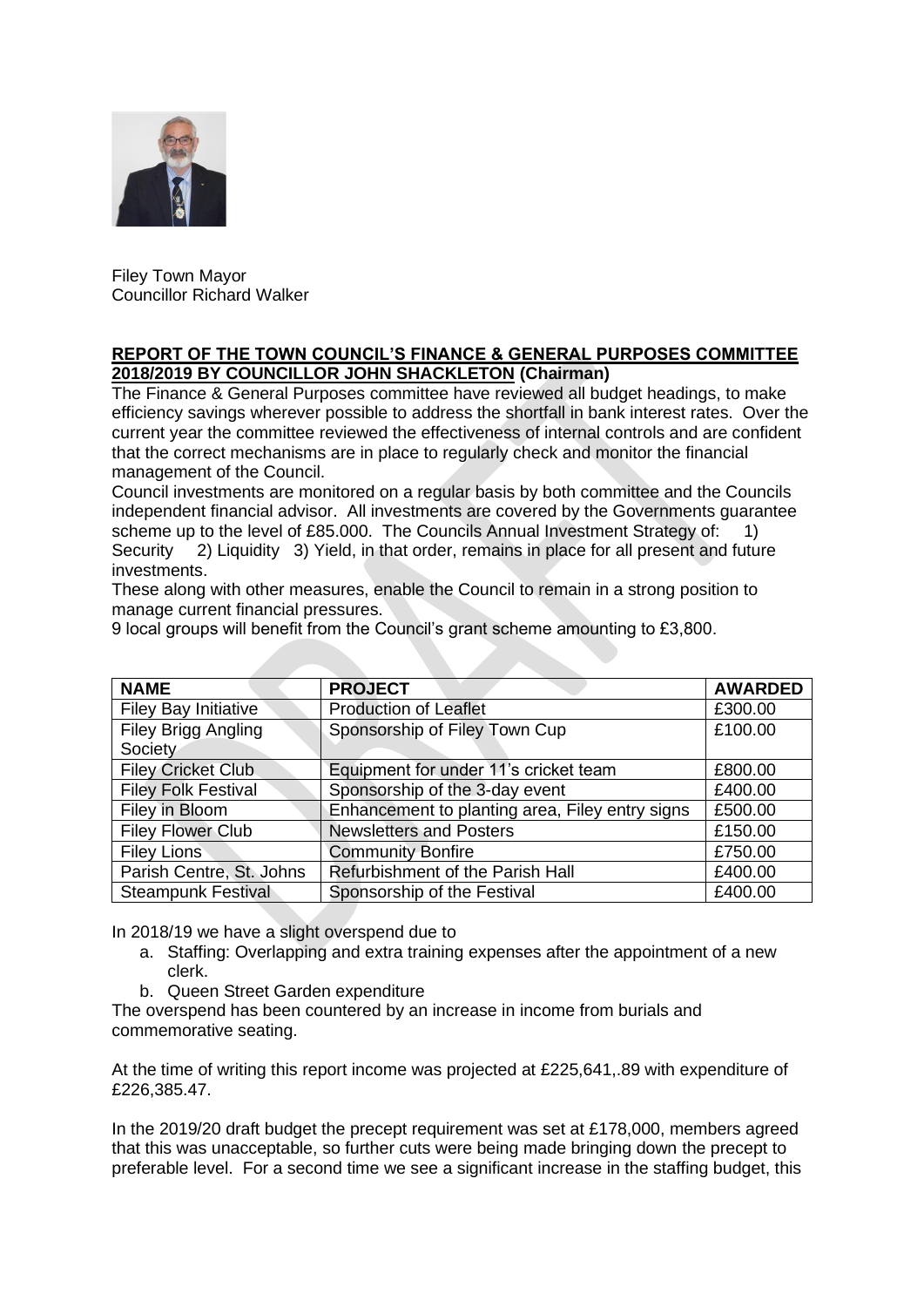Filey Town Mayor
Councillor Richard Walker

**REPORT OF THE TOWN COUNCIL'S FINANCE & GENERAL PURPOSES COMMITTEE 2018/2019 BY COUNCILLOR JOHN SHACKLETON (Chairman)**

The Finance & General Purposes committee have reviewed all budget headings, to make efficiency savings wherever possible to address the shortfall in bank interest rates. Over the current year the committee reviewed the effectiveness of internal controls and are confident that the correct mechanisms are in place to regularly check and monitor the financial management of the Council.

Council investments are monitored on a regular basis by both committee and the Councils independent financial advisor. All investments are covered by the Governments guarantee scheme up to the level of £85.000. The Councils Annual Investment Strategy of: 1) Security 2) Liquidity 3) Yield, in that order, remains in place for all present and future investments.

These along with other measures, enable the Council to remain in a strong position to manage current financial pressures.

9 local groups will benefit from the Council's grant scheme amounting to £3,800.

| NAME | PROJECT | AWARDED |
|---|---|---|
| Filey Bay Initiative | Production of Leaflet | £300.00 |
| Filey Brigg Angling Society | Sponsorship of Filey Town Cup | £100.00 |
| Filey Cricket Club | Equipment for under 11's cricket team | £800.00 |
| Filey Folk Festival | Sponsorship of the 3-day event | £400.00 |
| Filey in Bloom | Enhancement to planting area, Filey entry signs | £500.00 |
| Filey Flower Club | Newsletters and Posters | £150.00 |
| Filey Lions | Community Bonfire | £750.00 |
| Parish Centre, St. Johns | Refurbishment of the Parish Hall | £400.00 |
| Steampunk Festival | Sponsorship of the Festival | £400.00 |

In 2018/19 we have a slight overspend due to

a. Staffing: Overlapping and extra training expenses after the appointment of a new clerk.
b. Queen Street Garden expenditure

The overspend has been countered by an increase in income from burials and commemorative seating.

At the time of writing this report income was projected at £225,641,.89 with expenditure of £226,385.47.

In the 2019/20 draft budget the precept requirement was set at £178,000, members agreed that this was unacceptable, so further cuts were being made bringing down the precept to preferable level. For a second time we see a significant increase in the staffing budget, this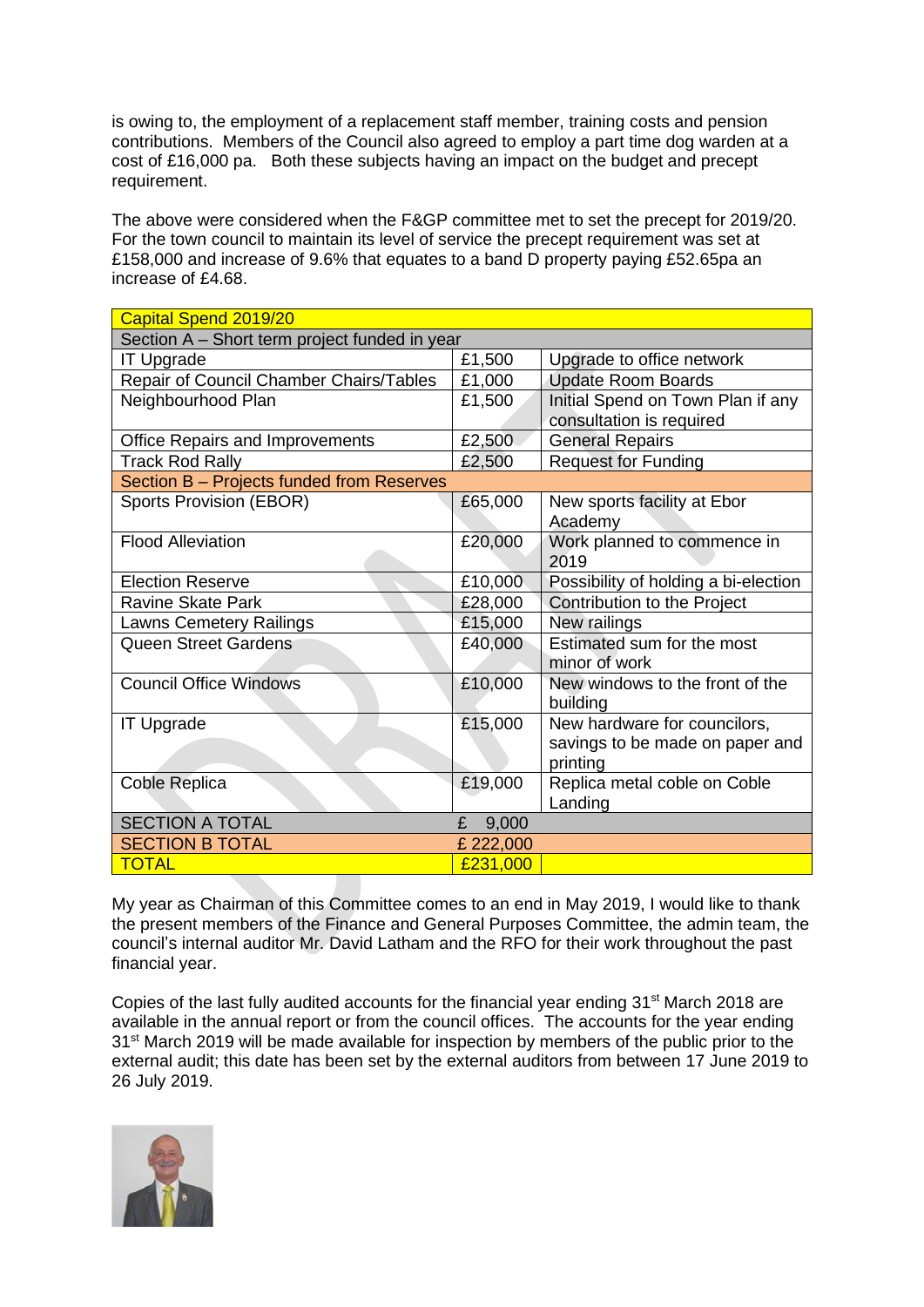is owing to, the employment of a replacement staff member, training costs and pension contributions. Members of the Council also agreed to employ a part time dog warden at a cost of £16,000 pa. Both these subjects having an impact on the budget and precept requirement.

The above were considered when the F&GP committee met to set the precept for 2019/20. For the town council to maintain its level of service the precept requirement was set at £158,000 and increase of 9.6% that equates to a band D property paying £52.65pa an increase of £4.68.

| Capital Spend 2019/20 | | |
|---|---|---|
| Section A – Short term project funded in year | | |
| IT Upgrade | £1,500 | Upgrade to office network |
| Repair of Council Chamber Chairs/Tables | £1,000 | Update Room Boards |
| Neighbourhood Plan | £1,500 | Initial Spend on Town Plan if any consultation is required |
| Office Repairs and Improvements | £2,500 | General Repairs |
| Track Rod Rally | £2,500 | Request for Funding |
| Section B – Projects funded from Reserves | | |
| Sports Provision (EBOR) | £65,000 | New sports facility at Ebor Academy |
| Flood Alleviation | £20,000 | Work planned to commence in 2019 |
| Election Reserve | £10,000 | Possibility of holding a bi-election |
| Ravine Skate Park | £28,000 | Contribution to the Project |
| Lawns Cemetery Railings | £15,000 | New railings |
| Queen Street Gardens | £40,000 | Estimated sum for the most minor of work |
| Council Office Windows | £10,000 | New windows to the front of the building |
| IT Upgrade | £15,000 | New hardware for councilors, savings to be made on paper and printing |
| Coble Replica | £19,000 | Replica metal coble on Coble Landing |
| SECTION A TOTAL | £ 9,000 | |
| SECTION B TOTAL | £ 222,000 | |
| TOTAL | £231,000 | |

My year as Chairman of this Committee comes to an end in May 2019, I would like to thank the present members of the Finance and General Purposes Committee, the admin team, the council's internal auditor Mr. David Latham and the RFO for their work throughout the past financial year.

Copies of the last fully audited accounts for the financial year ending 31st March 2018 are available in the annual report or from the council offices. The accounts for the year ending 31st March 2019 will be made available for inspection by members of the public prior to the external audit; this date has been set by the external auditors from between 17 June 2019 to 26 July 2019.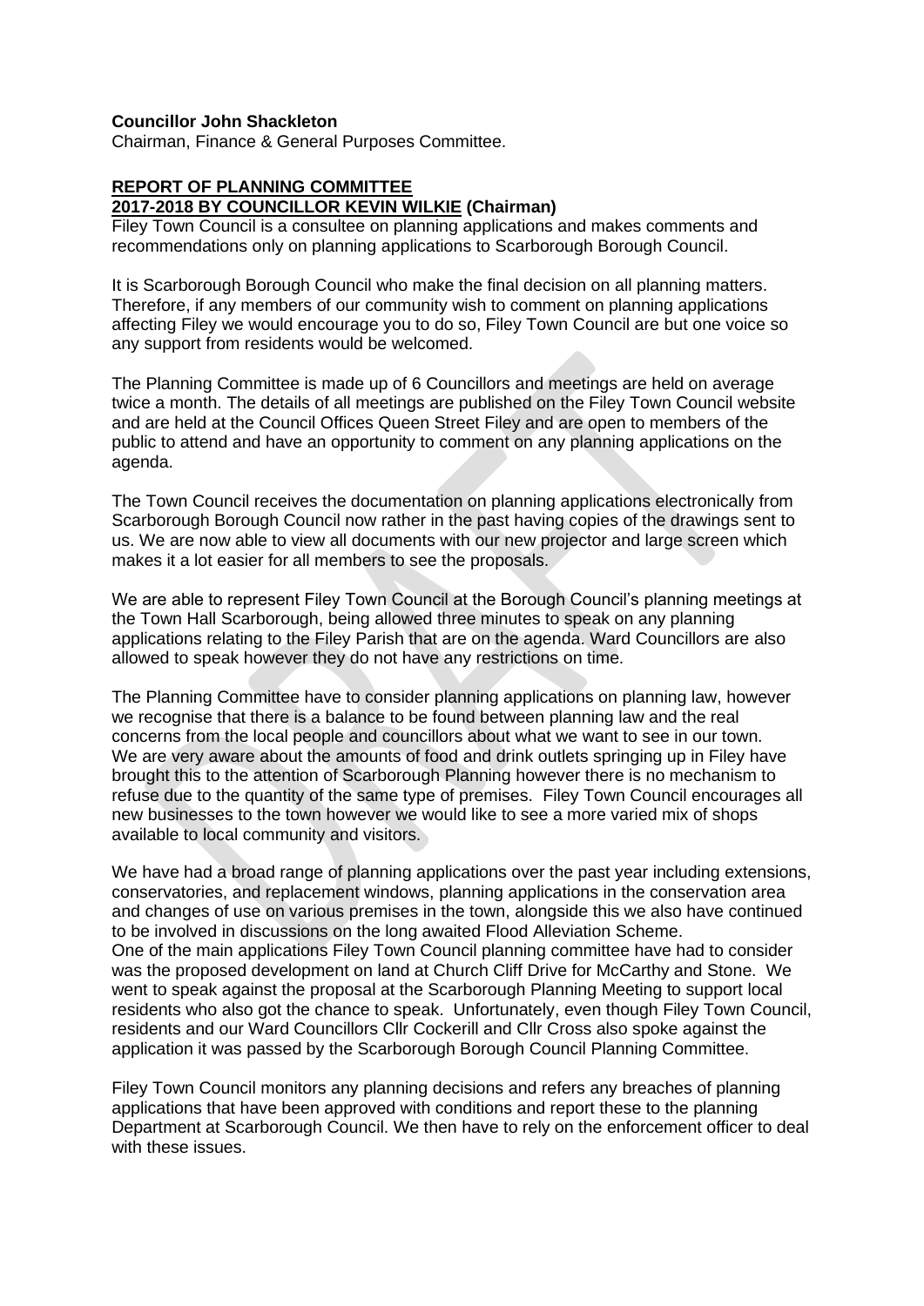**Councillor John Shackleton**
Chairman, Finance & General Purposes Committee.

**REPORT OF PLANNING COMMITTEE**
**2017-2018 BY COUNCILLOR KEVIN WILKIE (Chairman)**

Filey Town Council is a consultee on planning applications and makes comments and recommendations only on planning applications to Scarborough Borough Council.

It is Scarborough Borough Council who make the final decision on all planning matters. Therefore, if any members of our community wish to comment on planning applications affecting Filey we would encourage you to do so, Filey Town Council are but one voice so any support from residents would be welcomed.

The Planning Committee is made up of 6 Councillors and meetings are held on average twice a month. The details of all meetings are published on the Filey Town Council website and are held at the Council Offices Queen Street Filey and are open to members of the public to attend and have an opportunity to comment on any planning applications on the agenda.

The Town Council receives the documentation on planning applications electronically from Scarborough Borough Council now rather in the past having copies of the drawings sent to us. We are now able to view all documents with our new projector and large screen which makes it a lot easier for all members to see the proposals.

We are able to represent Filey Town Council at the Borough Council's planning meetings at the Town Hall Scarborough, being allowed three minutes to speak on any planning applications relating to the Filey Parish that are on the agenda. Ward Councillors are also allowed to speak however they do not have any restrictions on time.

The Planning Committee have to consider planning applications on planning law, however we recognise that there is a balance to be found between planning law and the real concerns from the local people and councillors about what we want to see in our town. We are very aware about the amounts of food and drink outlets springing up in Filey have brought this to the attention of Scarborough Planning however there is no mechanism to refuse due to the quantity of the same type of premises. Filey Town Council encourages all new businesses to the town however we would like to see a more varied mix of shops available to local community and visitors.

We have had a broad range of planning applications over the past year including extensions, conservatories, and replacement windows, planning applications in the conservation area and changes of use on various premises in the town, alongside this we also have continued to be involved in discussions on the long awaited Flood Alleviation Scheme.
One of the main applications Filey Town Council planning committee have had to consider was the proposed development on land at Church Cliff Drive for McCarthy and Stone. We went to speak against the proposal at the Scarborough Planning Meeting to support local residents who also got the chance to speak. Unfortunately, even though Filey Town Council, residents and our Ward Councillors Cllr Cockerill and Cllr Cross also spoke against the application it was passed by the Scarborough Borough Council Planning Committee.

Filey Town Council monitors any planning decisions and refers any breaches of planning applications that have been approved with conditions and report these to the planning Department at Scarborough Council. We then have to rely on the enforcement officer to deal with these issues.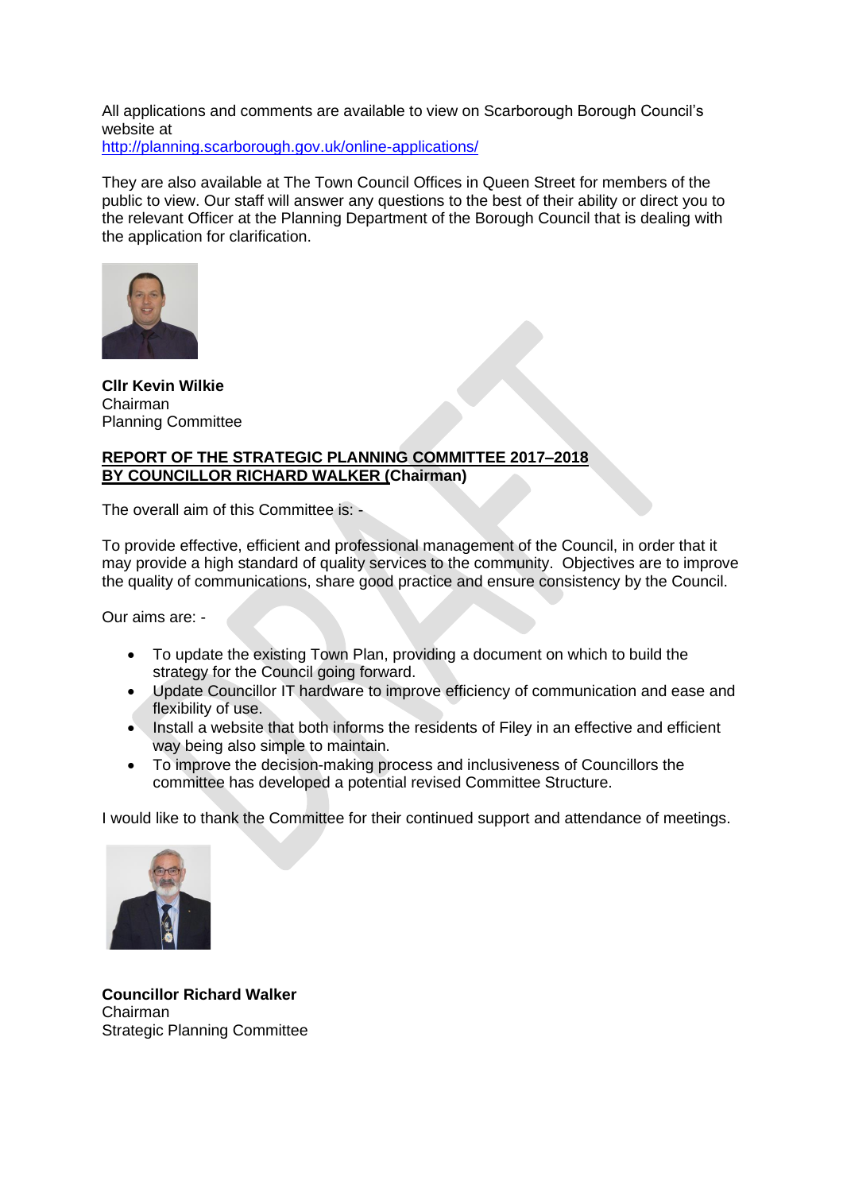All applications and comments are available to view on Scarborough Borough Council's website at
http://planning.scarborough.gov.uk/online-applications/

They are also available at The Town Council Offices in Queen Street for members of the public to view. Our staff will answer any questions to the best of their ability or direct you to the relevant Officer at the Planning Department of the Borough Council that is dealing with the application for clarification.

**Cllr Kevin Wilkie**
Chairman
Planning Committee

**REPORT OF THE STRATEGIC PLANNING COMMITTEE 2017–2018**
**BY COUNCILLOR RICHARD WALKER (Chairman)**

The overall aim of this Committee is: -

To provide effective, efficient and professional management of the Council, in order that it may provide a high standard of quality services to the community. Objectives are to improve the quality of communications, share good practice and ensure consistency by the Council.

Our aims are: -

- To update the existing Town Plan, providing a document on which to build the strategy for the Council going forward.
- Update Councillor IT hardware to improve efficiency of communication and ease and flexibility of use.
- Install a website that both informs the residents of Filey in an effective and efficient way being also simple to maintain.
- To improve the decision-making process and inclusiveness of Councillors the committee has developed a potential revised Committee Structure.

I would like to thank the Committee for their continued support and attendance of meetings.

**Councillor Richard Walker**
Chairman
Strategic Planning Committee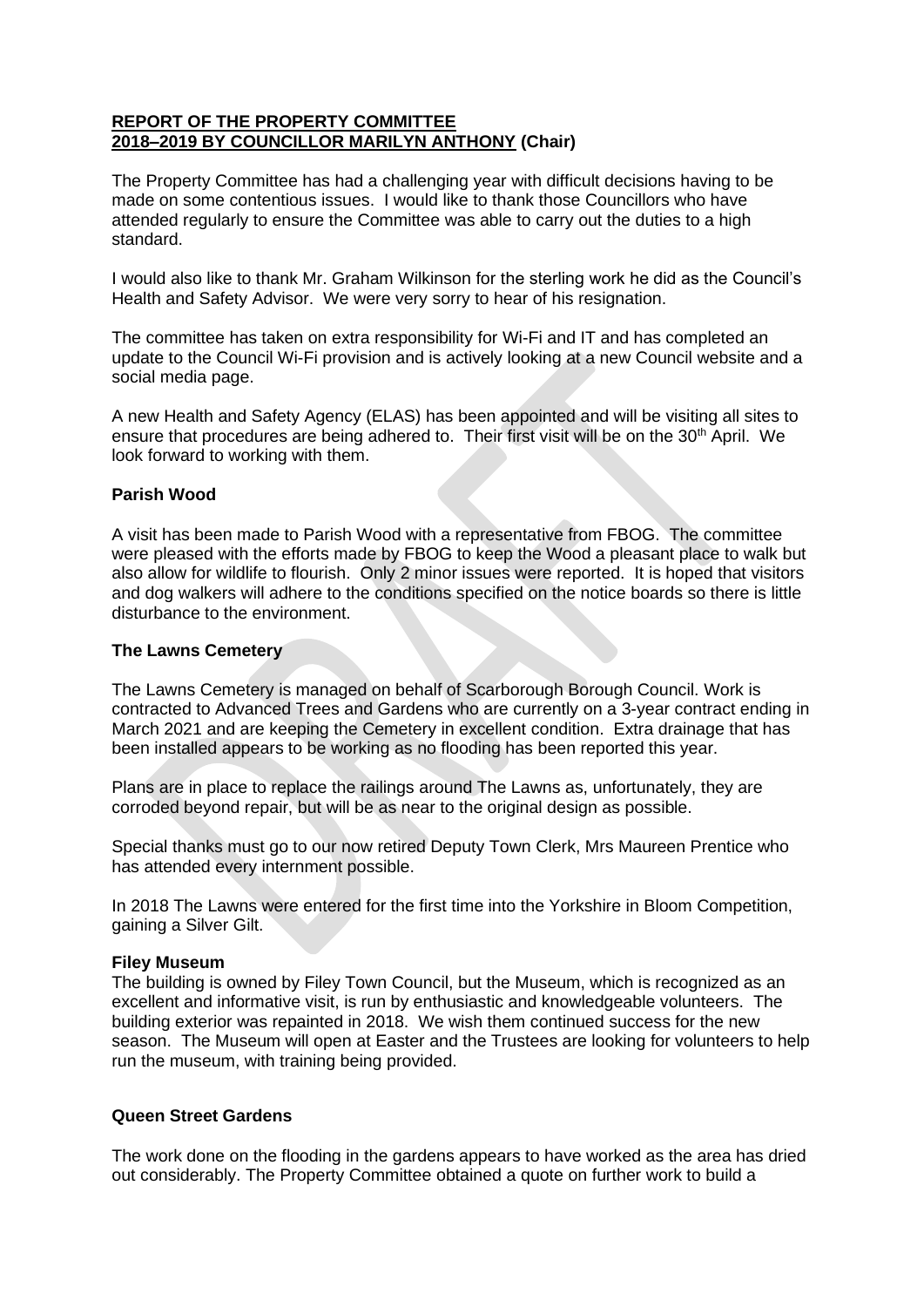**REPORT OF THE PROPERTY COMMITTEE**
**2018–2019 BY COUNCILLOR MARILYN ANTHONY (Chair)**

The Property Committee has had a challenging year with difficult decisions having to be made on some contentious issues. I would like to thank those Councillors who have attended regularly to ensure the Committee was able to carry out the duties to a high standard.

I would also like to thank Mr. Graham Wilkinson for the sterling work he did as the Council's Health and Safety Advisor. We were very sorry to hear of his resignation.

The committee has taken on extra responsibility for Wi-Fi and IT and has completed an update to the Council Wi-Fi provision and is actively looking at a new Council website and a social media page.

A new Health and Safety Agency (ELAS) has been appointed and will be visiting all sites to ensure that procedures are being adhered to. Their first visit will be on the 30th April. We look forward to working with them.

**Parish Wood**

A visit has been made to Parish Wood with a representative from FBOG. The committee were pleased with the efforts made by FBOG to keep the Wood a pleasant place to walk but also allow for wildlife to flourish. Only 2 minor issues were reported. It is hoped that visitors and dog walkers will adhere to the conditions specified on the notice boards so there is little disturbance to the environment.

**The Lawns Cemetery**

The Lawns Cemetery is managed on behalf of Scarborough Borough Council. Work is contracted to Advanced Trees and Gardens who are currently on a 3-year contract ending in March 2021 and are keeping the Cemetery in excellent condition. Extra drainage that has been installed appears to be working as no flooding has been reported this year.

Plans are in place to replace the railings around The Lawns as, unfortunately, they are corroded beyond repair, but will be as near to the original design as possible.

Special thanks must go to our now retired Deputy Town Clerk, Mrs Maureen Prentice who has attended every internment possible.

In 2018 The Lawns were entered for the first time into the Yorkshire in Bloom Competition, gaining a Silver Gilt.

**Filey Museum**

The building is owned by Filey Town Council, but the Museum, which is recognized as an excellent and informative visit, is run by enthusiastic and knowledgeable volunteers. The building exterior was repainted in 2018. We wish them continued success for the new season. The Museum will open at Easter and the Trustees are looking for volunteers to help run the museum, with training being provided.

**Queen Street Gardens**

The work done on the flooding in the gardens appears to have worked as the area has dried out considerably. The Property Committee obtained a quote on further work to build a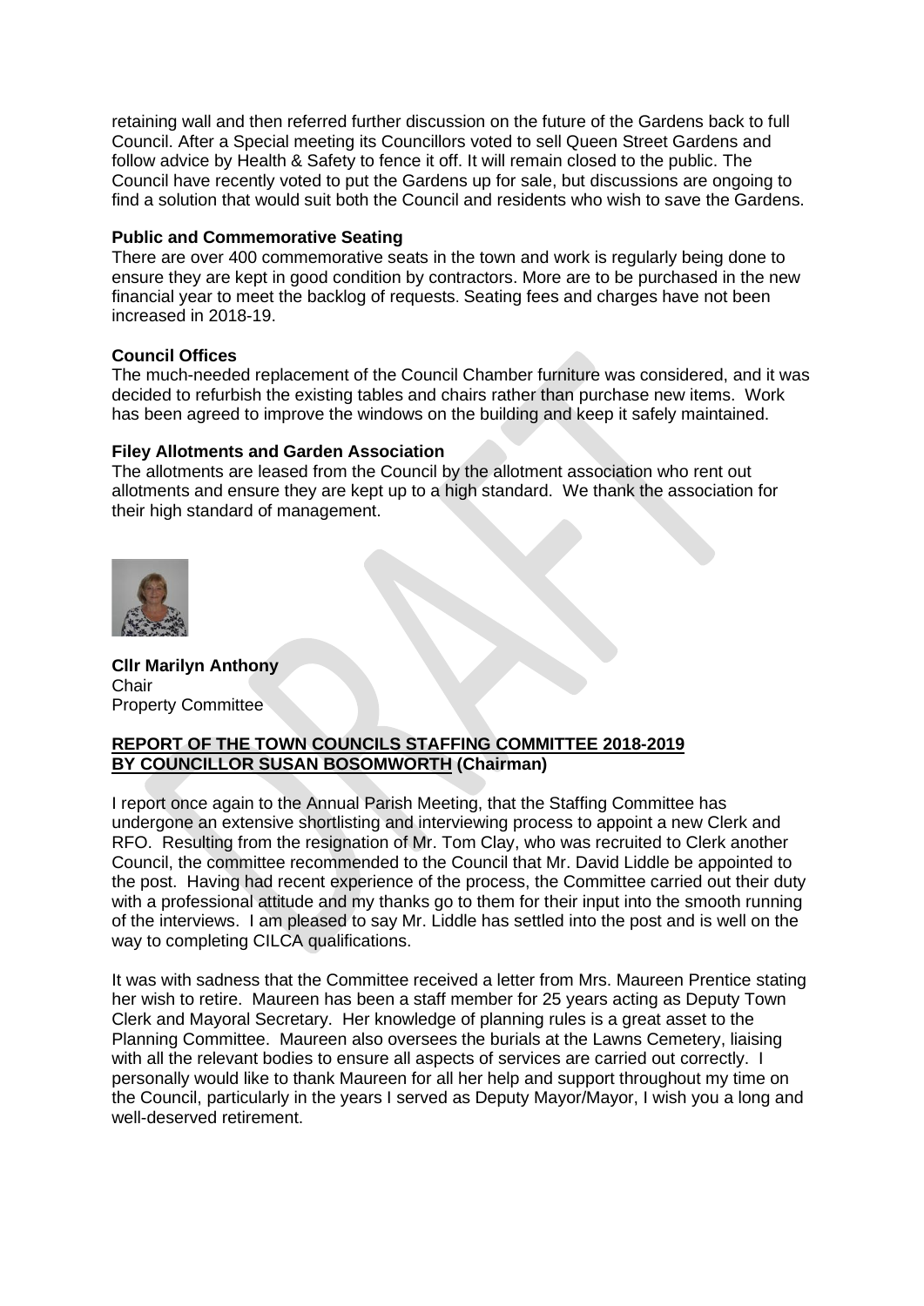retaining wall and then referred further discussion on the future of the Gardens back to full Council. After a Special meeting its Councillors voted to sell Queen Street Gardens and follow advice by Health & Safety to fence it off. It will remain closed to the public. The Council have recently voted to put the Gardens up for sale, but discussions are ongoing to find a solution that would suit both the Council and residents who wish to save the Gardens.

**Public and Commemorative Seating**
There are over 400 commemorative seats in the town and work is regularly being done to ensure they are kept in good condition by contractors. More are to be purchased in the new financial year to meet the backlog of requests. Seating fees and charges have not been increased in 2018-19.

**Council Offices**
The much-needed replacement of the Council Chamber furniture was considered, and it was decided to refurbish the existing tables and chairs rather than purchase new items. Work has been agreed to improve the windows on the building and keep it safely maintained.

**Filey Allotments and Garden Association**
The allotments are leased from the Council by the allotment association who rent out allotments and ensure they are kept up to a high standard. We thank the association for their high standard of management.

**Cllr Marilyn Anthony**
Chair
Property Committee

**<u>REPORT OF THE TOWN COUNCILS STAFFING COMMITTEE 2018-2019</u>**
**<u>BY COUNCILLOR SUSAN BOSOMWORTH</u> (Chairman)**

I report once again to the Annual Parish Meeting, that the Staffing Committee has undergone an extensive shortlisting and interviewing process to appoint a new Clerk and RFO. Resulting from the resignation of Mr. Tom Clay, who was recruited to Clerk another Council, the committee recommended to the Council that Mr. David Liddle be appointed to the post. Having had recent experience of the process, the Committee carried out their duty with a professional attitude and my thanks go to them for their input into the smooth running of the interviews. I am pleased to say Mr. Liddle has settled into the post and is well on the way to completing CILCA qualifications.

It was with sadness that the Committee received a letter from Mrs. Maureen Prentice stating her wish to retire. Maureen has been a staff member for 25 years acting as Deputy Town Clerk and Mayoral Secretary. Her knowledge of planning rules is a great asset to the Planning Committee. Maureen also oversees the burials at the Lawns Cemetery, liaising with all the relevant bodies to ensure all aspects of services are carried out correctly. I personally would like to thank Maureen for all her help and support throughout my time on the Council, particularly in the years I served as Deputy Mayor/Mayor, I wish you a long and well-deserved retirement.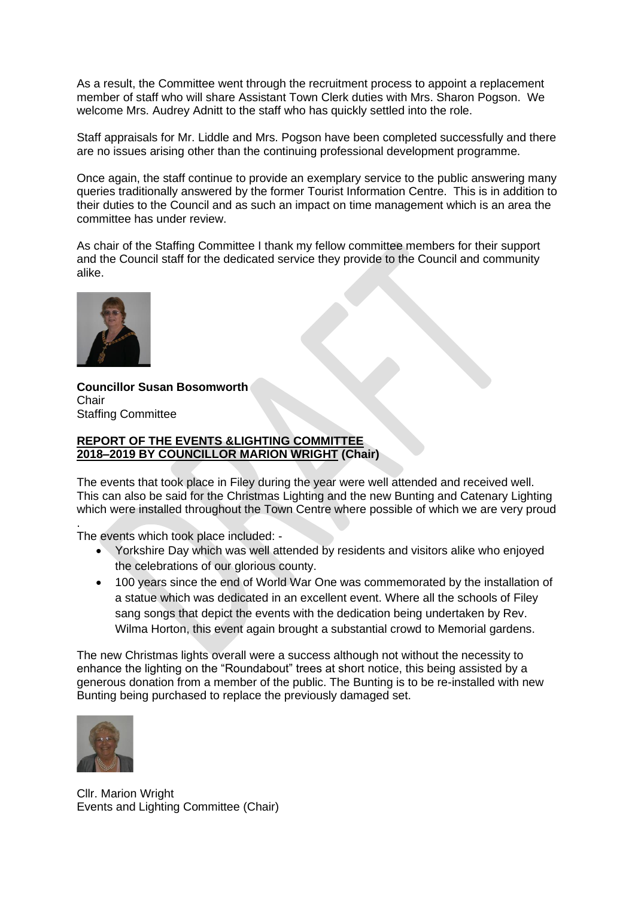As a result, the Committee went through the recruitment process to appoint a replacement member of staff who will share Assistant Town Clerk duties with Mrs. Sharon Pogson. We welcome Mrs. Audrey Adnitt to the staff who has quickly settled into the role.

Staff appraisals for Mr. Liddle and Mrs. Pogson have been completed successfully and there are no issues arising other than the continuing professional development programme.

Once again, the staff continue to provide an exemplary service to the public answering many queries traditionally answered by the former Tourist Information Centre. This is in addition to their duties to the Council and as such an impact on time management which is an area the committee has under review.

As chair of the Staffing Committee I thank my fellow committee members for their support and the Council staff for the dedicated service they provide to the Council and community alike.

**Councillor Susan Bosomworth**
Chair
Staffing Committee

**<u>REPORT OF THE EVENTS &LIGHTING COMMITTEE 2018–2019 BY COUNCILLOR MARION WRIGHT</u> (Chair)**

The events that took place in Filey during the year were well attended and received well. This can also be said for the Christmas Lighting and the new Bunting and Catenary Lighting which were installed throughout the Town Centre where possible of which we are very proud
.
The events which took place included: -

- Yorkshire Day which was well attended by residents and visitors alike who enjoyed the celebrations of our glorious county.
- 100 years since the end of World War One was commemorated by the installation of a statue which was dedicated in an excellent event. Where all the schools of Filey sang songs that depict the events with the dedication being undertaken by Rev. Wilma Horton, this event again brought a substantial crowd to Memorial gardens.

The new Christmas lights overall were a success although not without the necessity to enhance the lighting on the "Roundabout" trees at short notice, this being assisted by a generous donation from a member of the public. The Bunting is to be re-installed with new Bunting being purchased to replace the previously damaged set.

Cllr. Marion Wright
Events and Lighting Committee (Chair)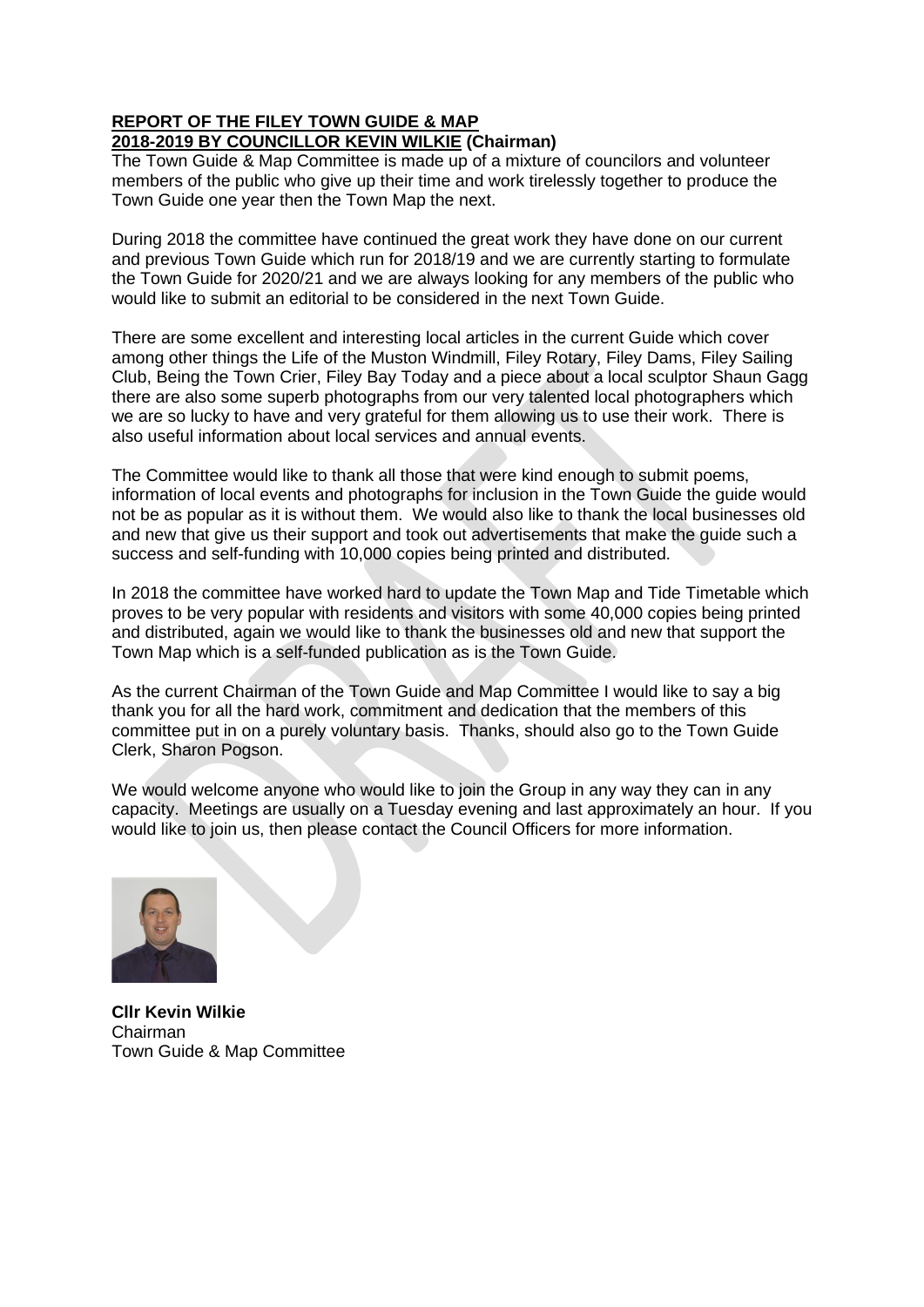**REPORT OF THE FILEY TOWN GUIDE & MAP**
**2018-2019 BY COUNCILLOR KEVIN WILKIE (Chairman)**

The Town Guide & Map Committee is made up of a mixture of councilors and volunteer members of the public who give up their time and work tirelessly together to produce the Town Guide one year then the Town Map the next.

During 2018 the committee have continued the great work they have done on our current and previous Town Guide which run for 2018/19 and we are currently starting to formulate the Town Guide for 2020/21 and we are always looking for any members of the public who would like to submit an editorial to be considered in the next Town Guide.

There are some excellent and interesting local articles in the current Guide which cover among other things the Life of the Muston Windmill, Filey Rotary, Filey Dams, Filey Sailing Club, Being the Town Crier, Filey Bay Today and a piece about a local sculptor Shaun Gagg there are also some superb photographs from our very talented local photographers which we are so lucky to have and very grateful for them allowing us to use their work. There is also useful information about local services and annual events.

The Committee would like to thank all those that were kind enough to submit poems, information of local events and photographs for inclusion in the Town Guide the guide would not be as popular as it is without them. We would also like to thank the local businesses old and new that give us their support and took out advertisements that make the guide such a success and self-funding with 10,000 copies being printed and distributed.

In 2018 the committee have worked hard to update the Town Map and Tide Timetable which proves to be very popular with residents and visitors with some 40,000 copies being printed and distributed, again we would like to thank the businesses old and new that support the Town Map which is a self-funded publication as is the Town Guide.

As the current Chairman of the Town Guide and Map Committee I would like to say a big thank you for all the hard work, commitment and dedication that the members of this committee put in on a purely voluntary basis. Thanks, should also go to the Town Guide Clerk, Sharon Pogson.

We would welcome anyone who would like to join the Group in any way they can in any capacity. Meetings are usually on a Tuesday evening and last approximately an hour. If you would like to join us, then please contact the Council Officers for more information.

**Cllr Kevin Wilkie**
Chairman
Town Guide & Map Committee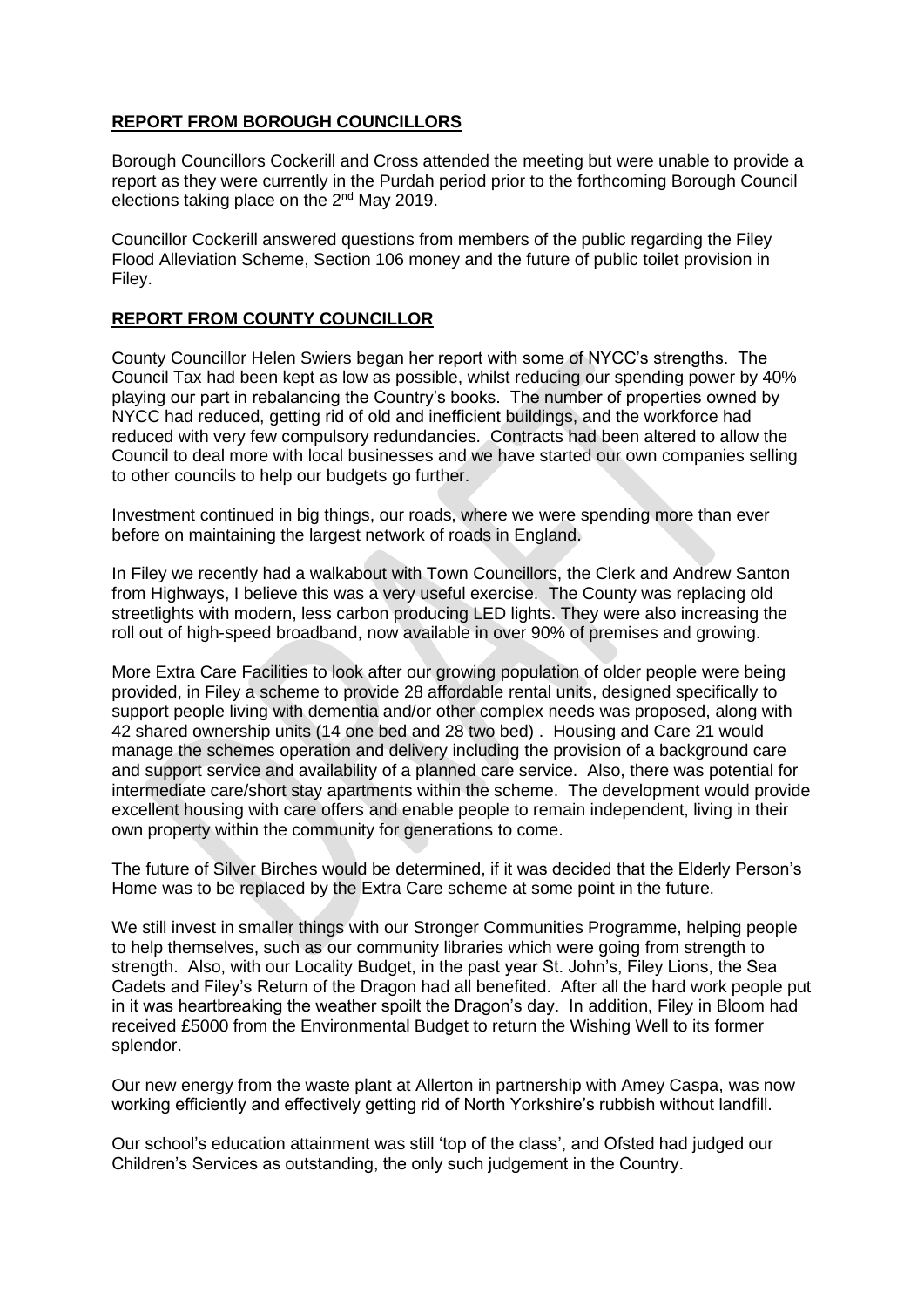## REPORT FROM BOROUGH COUNCILLORS

Borough Councillors Cockerill and Cross attended the meeting but were unable to provide a report as they were currently in the Purdah period prior to the forthcoming Borough Council elections taking place on the 2nd May 2019.

Councillor Cockerill answered questions from members of the public regarding the Filey Flood Alleviation Scheme, Section 106 money and the future of public toilet provision in Filey.

## REPORT FROM COUNTY COUNCILLOR

County Councillor Helen Swiers began her report with some of NYCC's strengths. The Council Tax had been kept as low as possible, whilst reducing our spending power by 40% playing our part in rebalancing the Country's books. The number of properties owned by NYCC had reduced, getting rid of old and inefficient buildings, and the workforce had reduced with very few compulsory redundancies. Contracts had been altered to allow the Council to deal more with local businesses and we have started our own companies selling to other councils to help our budgets go further.

Investment continued in big things, our roads, where we were spending more than ever before on maintaining the largest network of roads in England.

In Filey we recently had a walkabout with Town Councillors, the Clerk and Andrew Santon from Highways, I believe this was a very useful exercise. The County was replacing old streetlights with modern, less carbon producing LED lights. They were also increasing the roll out of high-speed broadband, now available in over 90% of premises and growing.

More Extra Care Facilities to look after our growing population of older people were being provided, in Filey a scheme to provide 28 affordable rental units, designed specifically to support people living with dementia and/or other complex needs was proposed, along with 42 shared ownership units (14 one bed and 28 two bed) . Housing and Care 21 would manage the schemes operation and delivery including the provision of a background care and support service and availability of a planned care service. Also, there was potential for intermediate care/short stay apartments within the scheme. The development would provide excellent housing with care offers and enable people to remain independent, living in their own property within the community for generations to come.

The future of Silver Birches would be determined, if it was decided that the Elderly Person's Home was to be replaced by the Extra Care scheme at some point in the future.

We still invest in smaller things with our Stronger Communities Programme, helping people to help themselves, such as our community libraries which were going from strength to strength. Also, with our Locality Budget, in the past year St. John's, Filey Lions, the Sea Cadets and Filey's Return of the Dragon had all benefited. After all the hard work people put in it was heartbreaking the weather spoilt the Dragon's day. In addition, Filey in Bloom had received £5000 from the Environmental Budget to return the Wishing Well to its former splendor.

Our new energy from the waste plant at Allerton in partnership with Amey Caspa, was now working efficiently and effectively getting rid of North Yorkshire's rubbish without landfill.

Our school's education attainment was still 'top of the class', and Ofsted had judged our Children's Services as outstanding, the only such judgement in the Country.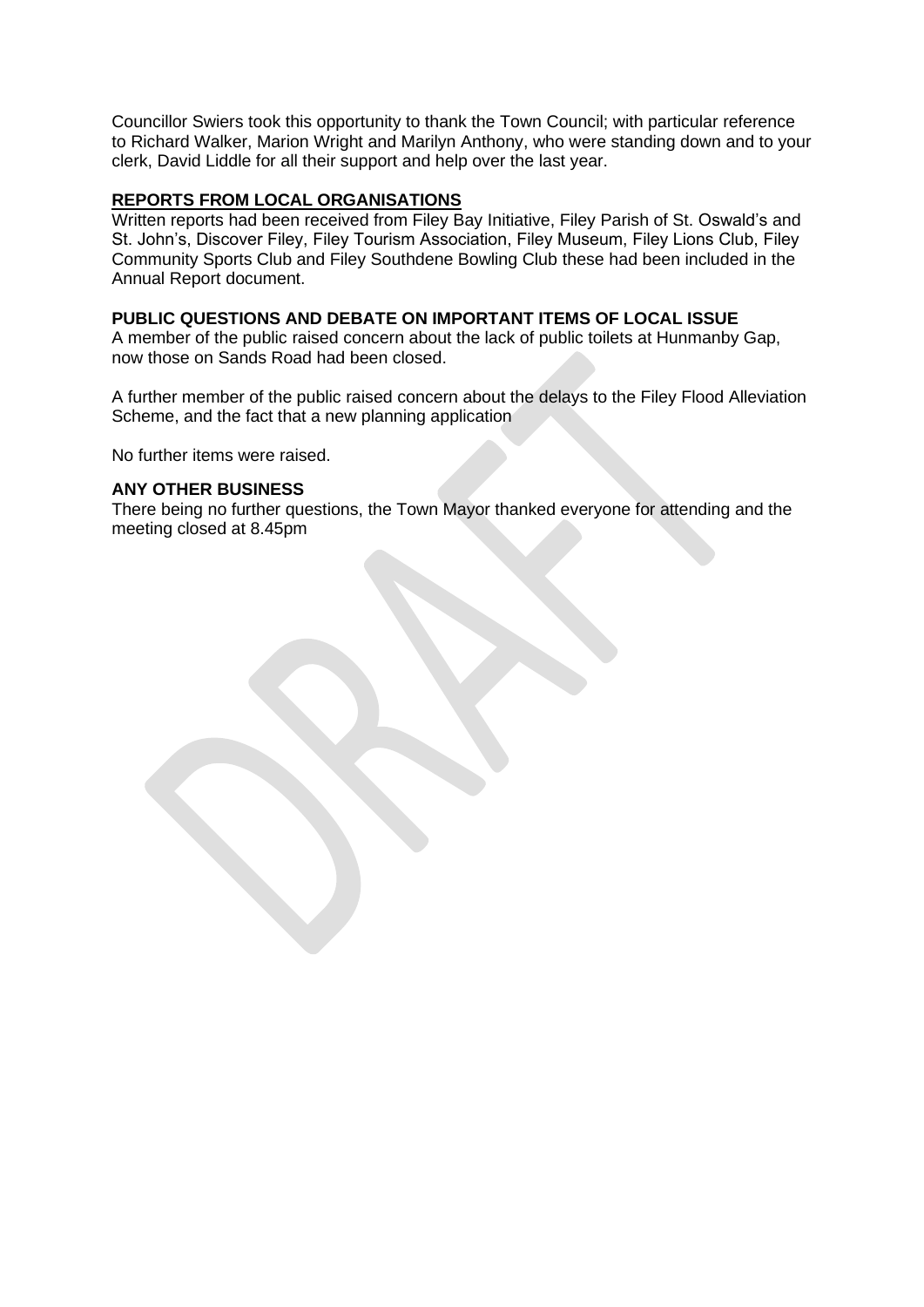Councillor Swiers took this opportunity to thank the Town Council; with particular reference to Richard Walker, Marion Wright and Marilyn Anthony, who were standing down and to your clerk, David Liddle for all their support and help over the last year.

**REPORTS FROM LOCAL ORGANISATIONS**

Written reports had been received from Filey Bay Initiative, Filey Parish of St. Oswald's and St. John's, Discover Filey, Filey Tourism Association, Filey Museum, Filey Lions Club, Filey Community Sports Club and Filey Southdene Bowling Club these had been included in the Annual Report document.

**PUBLIC QUESTIONS AND DEBATE ON IMPORTANT ITEMS OF LOCAL ISSUE**

A member of the public raised concern about the lack of public toilets at Hunmanby Gap, now those on Sands Road had been closed.

A further member of the public raised concern about the delays to the Filey Flood Alleviation Scheme, and the fact that a new planning application

No further items were raised.

**ANY OTHER BUSINESS**

There being no further questions, the Town Mayor thanked everyone for attending and the meeting closed at 8.45pm